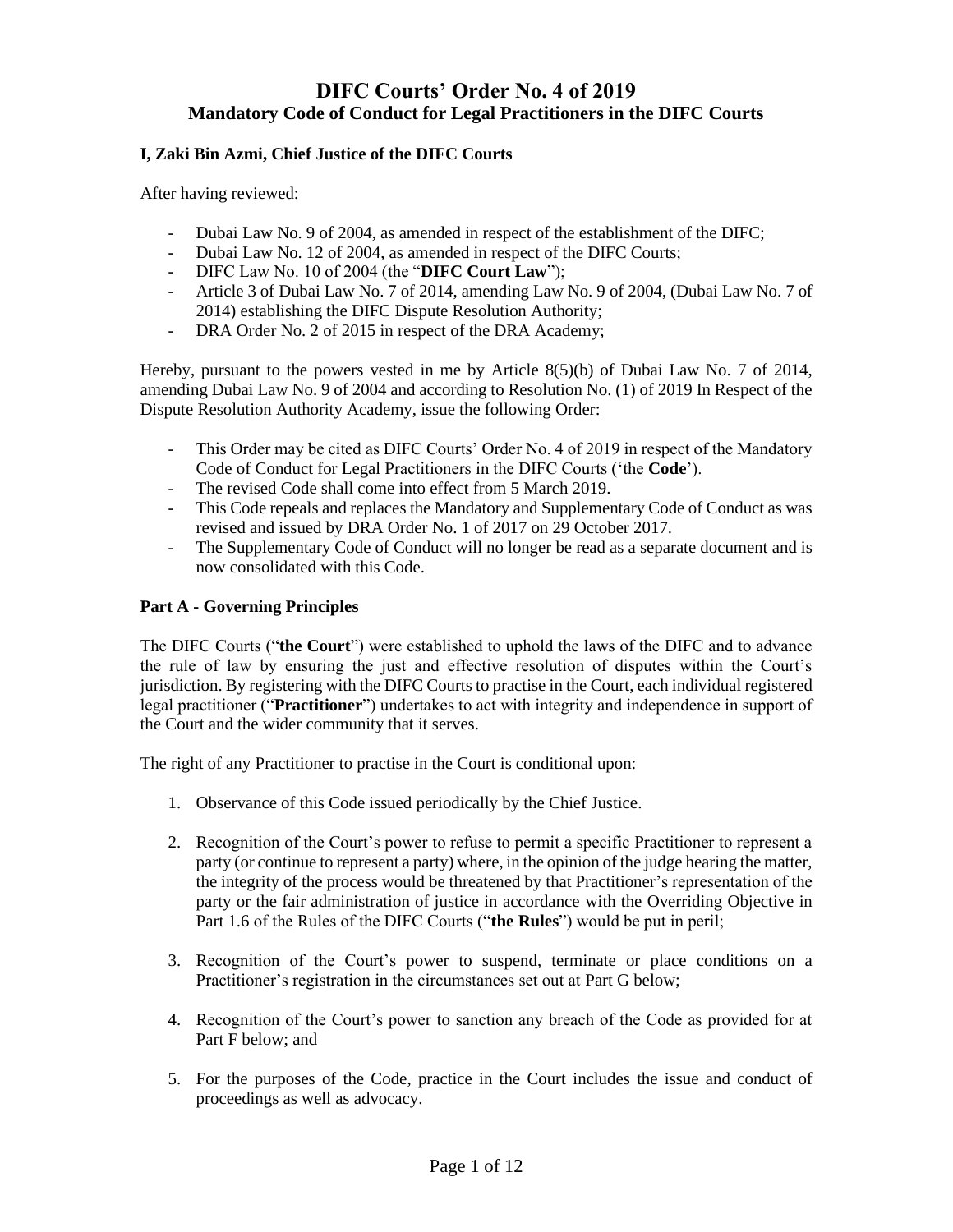# DIFC Courts' Order No. 4 of 2019
## Mandatory Code of Conduct for Legal Practitioners in the DIFC Courts

**I, Zaki Bin Azmi, Chief Justice of the DIFC Courts**

After having reviewed:

- Dubai Law No. 9 of 2004, as amended in respect of the establishment of the DIFC;
- Dubai Law No. 12 of 2004, as amended in respect of the DIFC Courts;
- DIFC Law No. 10 of 2004 (the "**DIFC Court Law**");
- Article 3 of Dubai Law No. 7 of 2014, amending Law No. 9 of 2004, (Dubai Law No. 7 of 2014) establishing the DIFC Dispute Resolution Authority;
- DRA Order No. 2 of 2015 in respect of the DRA Academy;

Hereby, pursuant to the powers vested in me by Article 8(5)(b) of Dubai Law No. 7 of 2014, amending Dubai Law No. 9 of 2004 and according to Resolution No. (1) of 2019 In Respect of the Dispute Resolution Authority Academy, issue the following Order:

- This Order may be cited as DIFC Courts' Order No. 4 of 2019 in respect of the Mandatory Code of Conduct for Legal Practitioners in the DIFC Courts ('the **Code**').
- The revised Code shall come into effect from 5 March 2019.
- This Code repeals and replaces the Mandatory and Supplementary Code of Conduct as was revised and issued by DRA Order No. 1 of 2017 on 29 October 2017.
- The Supplementary Code of Conduct will no longer be read as a separate document and is now consolidated with this Code.

**Part A - Governing Principles**

The DIFC Courts ("**the Court**") were established to uphold the laws of the DIFC and to advance the rule of law by ensuring the just and effective resolution of disputes within the Court's jurisdiction. By registering with the DIFC Courts to practise in the Court, each individual registered legal practitioner ("**Practitioner**") undertakes to act with integrity and independence in support of the Court and the wider community that it serves.

The right of any Practitioner to practise in the Court is conditional upon:

1. Observance of this Code issued periodically by the Chief Justice.

2. Recognition of the Court's power to refuse to permit a specific Practitioner to represent a party (or continue to represent a party) where, in the opinion of the judge hearing the matter, the integrity of the process would be threatened by that Practitioner's representation of the party or the fair administration of justice in accordance with the Overriding Objective in Part 1.6 of the Rules of the DIFC Courts ("**the Rules**") would be put in peril;

3. Recognition of the Court's power to suspend, terminate or place conditions on a Practitioner's registration in the circumstances set out at Part G below;

4. Recognition of the Court's power to sanction any breach of the Code as provided for at Part F below; and

5. For the purposes of the Code, practice in the Court includes the issue and conduct of proceedings as well as advocacy.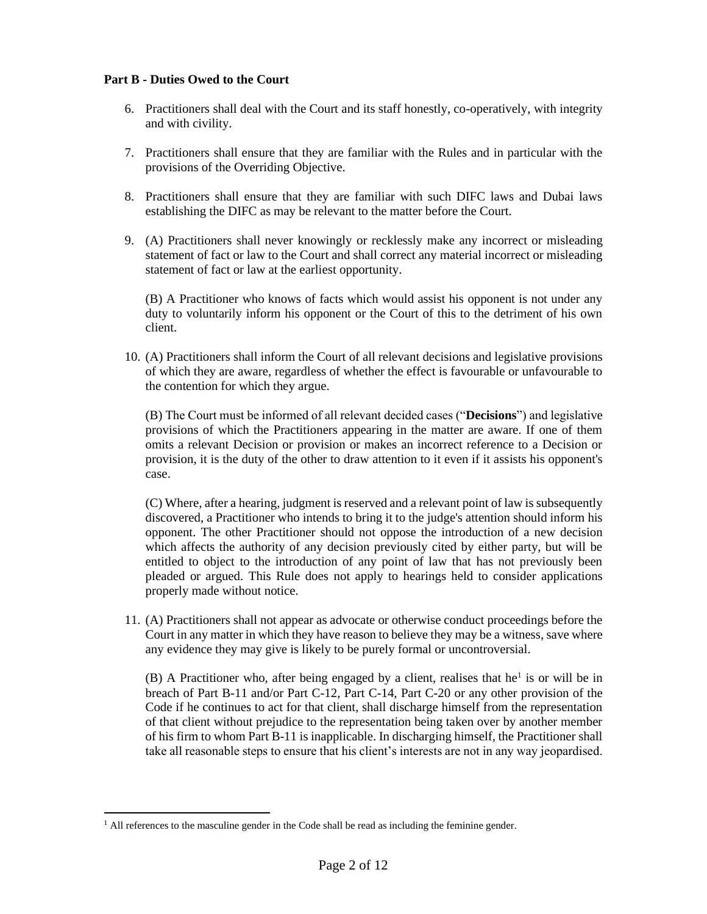**Part B - Duties Owed to the Court**

6. Practitioners shall deal with the Court and its staff honestly, co-operatively, with integrity and with civility.

7. Practitioners shall ensure that they are familiar with the Rules and in particular with the provisions of the Overriding Objective.

8. Practitioners shall ensure that they are familiar with such DIFC laws and Dubai laws establishing the DIFC as may be relevant to the matter before the Court.

9. (A) Practitioners shall never knowingly or recklessly make any incorrect or misleading statement of fact or law to the Court and shall correct any material incorrect or misleading statement of fact or law at the earliest opportunity.

   (B) A Practitioner who knows of facts which would assist his opponent is not under any duty to voluntarily inform his opponent or the Court of this to the detriment of his own client.

10. (A) Practitioners shall inform the Court of all relevant decisions and legislative provisions of which they are aware, regardless of whether the effect is favourable or unfavourable to the contention for which they argue.

    (B) The Court must be informed of all relevant decided cases ("**Decisions**") and legislative provisions of which the Practitioners appearing in the matter are aware. If one of them omits a relevant Decision or provision or makes an incorrect reference to a Decision or provision, it is the duty of the other to draw attention to it even if it assists his opponent's case.

    (C) Where, after a hearing, judgment is reserved and a relevant point of law is subsequently discovered, a Practitioner who intends to bring it to the judge's attention should inform his opponent. The other Practitioner should not oppose the introduction of a new decision which affects the authority of any decision previously cited by either party, but will be entitled to object to the introduction of any point of law that has not previously been pleaded or argued. This Rule does not apply to hearings held to consider applications properly made without notice.

11. (A) Practitioners shall not appear as advocate or otherwise conduct proceedings before the Court in any matter in which they have reason to believe they may be a witness, save where any evidence they may give is likely to be purely formal or uncontroversial.

    (B) A Practitioner who, after being engaged by a client, realises that he[1] is or will be in breach of Part B-11 and/or Part C-12, Part C-14, Part C-20 or any other provision of the Code if he continues to act for that client, shall discharge himself from the representation of that client without prejudice to the representation being taken over by another member of his firm to whom Part B-11 is inapplicable. In discharging himself, the Practitioner shall take all reasonable steps to ensure that his client's interests are not in any way jeopardised.

[1] All references to the masculine gender in the Code shall be read as including the feminine gender.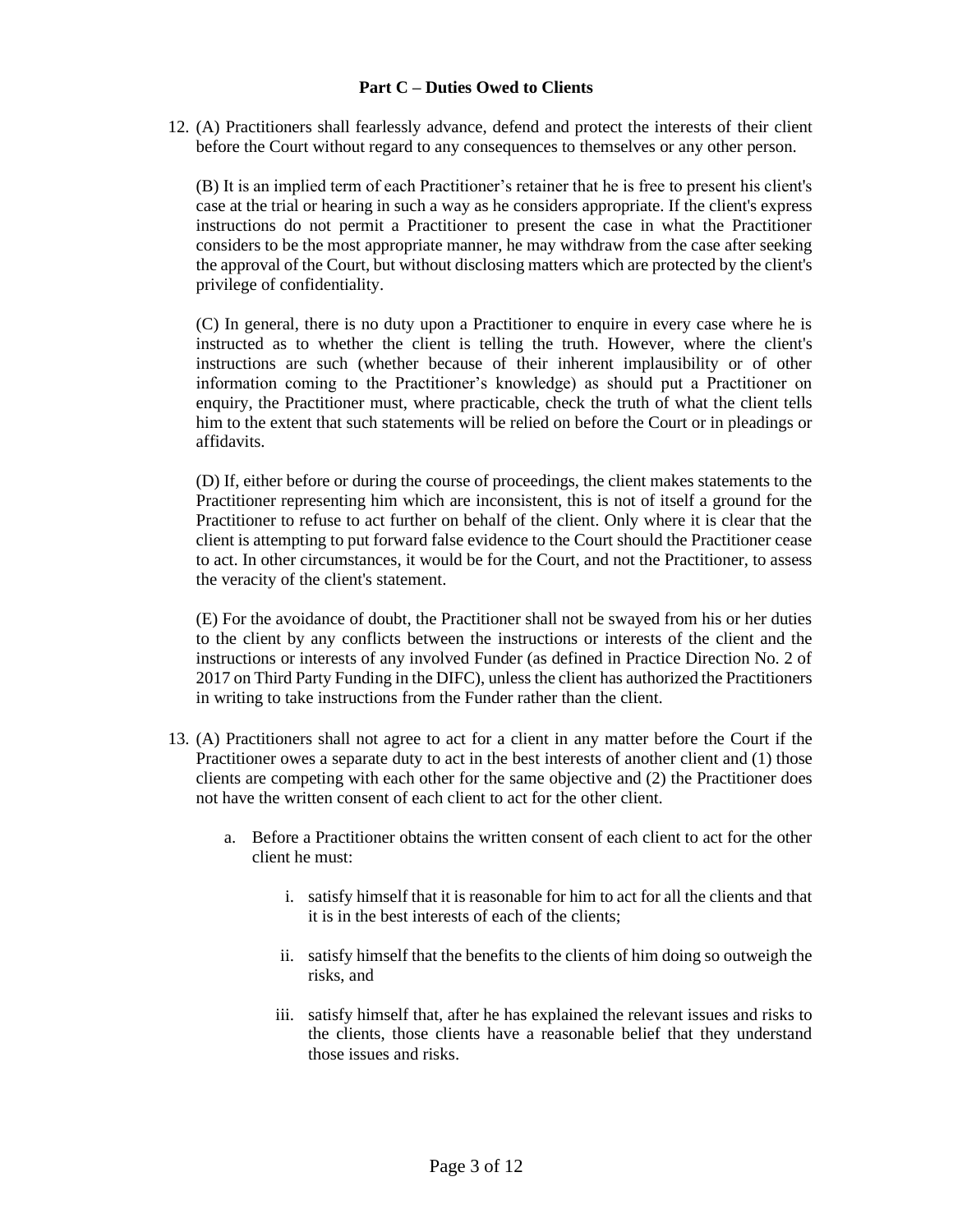**Part C – Duties Owed to Clients**

12. (A) Practitioners shall fearlessly advance, defend and protect the interests of their client before the Court without regard to any consequences to themselves or any other person.

    (B) It is an implied term of each Practitioner's retainer that he is free to present his client's case at the trial or hearing in such a way as he considers appropriate. If the client's express instructions do not permit a Practitioner to present the case in what the Practitioner considers to be the most appropriate manner, he may withdraw from the case after seeking the approval of the Court, but without disclosing matters which are protected by the client's privilege of confidentiality.

    (C) In general, there is no duty upon a Practitioner to enquire in every case where he is instructed as to whether the client is telling the truth. However, where the client's instructions are such (whether because of their inherent implausibility or of other information coming to the Practitioner's knowledge) as should put a Practitioner on enquiry, the Practitioner must, where practicable, check the truth of what the client tells him to the extent that such statements will be relied on before the Court or in pleadings or affidavits.

    (D) If, either before or during the course of proceedings, the client makes statements to the Practitioner representing him which are inconsistent, this is not of itself a ground for the Practitioner to refuse to act further on behalf of the client. Only where it is clear that the client is attempting to put forward false evidence to the Court should the Practitioner cease to act. In other circumstances, it would be for the Court, and not the Practitioner, to assess the veracity of the client's statement.

    (E) For the avoidance of doubt, the Practitioner shall not be swayed from his or her duties to the client by any conflicts between the instructions or interests of the client and the instructions or interests of any involved Funder (as defined in Practice Direction No. 2 of 2017 on Third Party Funding in the DIFC), unless the client has authorized the Practitioners in writing to take instructions from the Funder rather than the client.

13. (A) Practitioners shall not agree to act for a client in any matter before the Court if the Practitioner owes a separate duty to act in the best interests of another client and (1) those clients are competing with each other for the same objective and (2) the Practitioner does not have the written consent of each client to act for the other client.

    a. Before a Practitioner obtains the written consent of each client to act for the other client he must:

        i. satisfy himself that it is reasonable for him to act for all the clients and that it is in the best interests of each of the clients;

        ii. satisfy himself that the benefits to the clients of him doing so outweigh the risks, and

        iii. satisfy himself that, after he has explained the relevant issues and risks to the clients, those clients have a reasonable belief that they understand those issues and risks.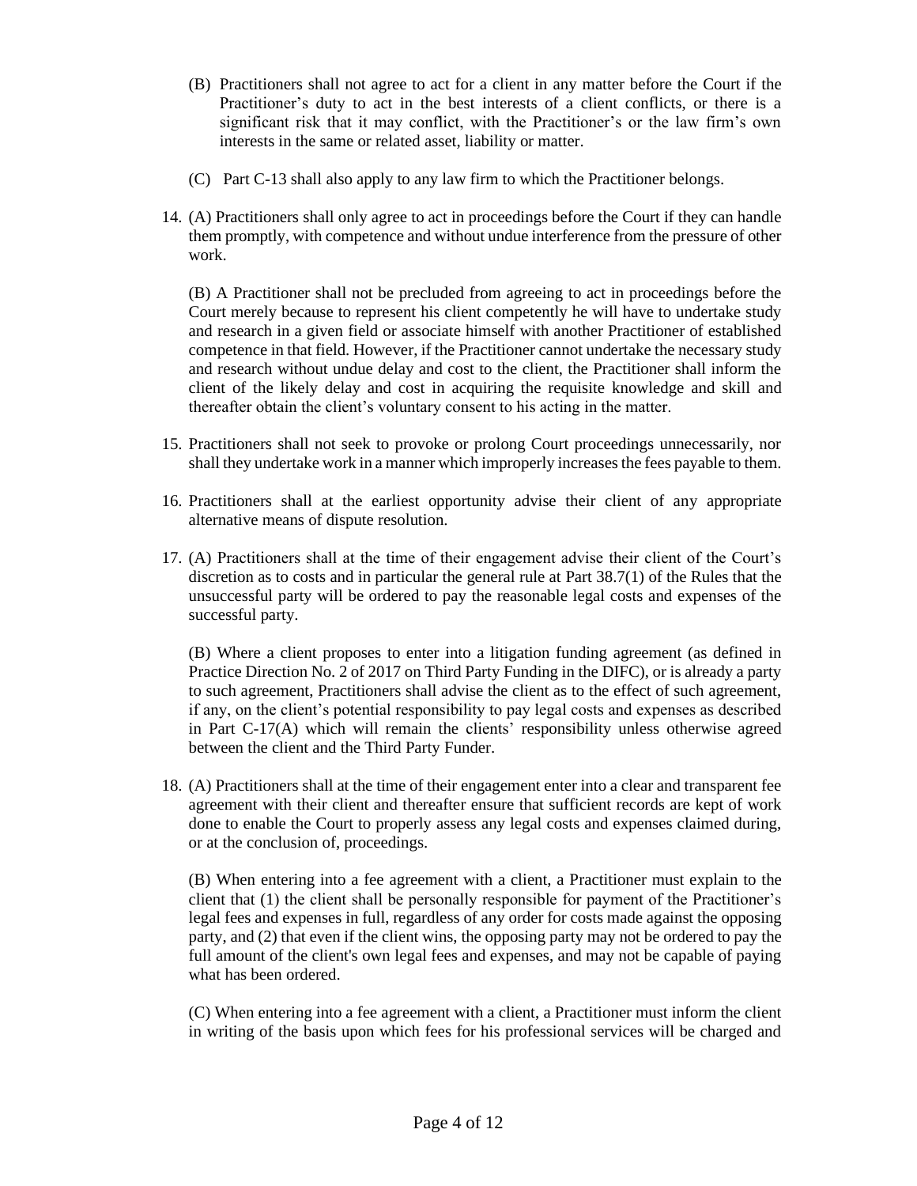(B) Practitioners shall not agree to act for a client in any matter before the Court if the Practitioner's duty to act in the best interests of a client conflicts, or there is a significant risk that it may conflict, with the Practitioner's or the law firm's own interests in the same or related asset, liability or matter.

(C) Part C-13 shall also apply to any law firm to which the Practitioner belongs.

14. (A) Practitioners shall only agree to act in proceedings before the Court if they can handle them promptly, with competence and without undue interference from the pressure of other work.

    (B) A Practitioner shall not be precluded from agreeing to act in proceedings before the Court merely because to represent his client competently he will have to undertake study and research in a given field or associate himself with another Practitioner of established competence in that field. However, if the Practitioner cannot undertake the necessary study and research without undue delay and cost to the client, the Practitioner shall inform the client of the likely delay and cost in acquiring the requisite knowledge and skill and thereafter obtain the client's voluntary consent to his acting in the matter.

15. Practitioners shall not seek to provoke or prolong Court proceedings unnecessarily, nor shall they undertake work in a manner which improperly increases the fees payable to them.

16. Practitioners shall at the earliest opportunity advise their client of any appropriate alternative means of dispute resolution.

17. (A) Practitioners shall at the time of their engagement advise their client of the Court's discretion as to costs and in particular the general rule at Part 38.7(1) of the Rules that the unsuccessful party will be ordered to pay the reasonable legal costs and expenses of the successful party.

    (B) Where a client proposes to enter into a litigation funding agreement (as defined in Practice Direction No. 2 of 2017 on Third Party Funding in the DIFC), or is already a party to such agreement, Practitioners shall advise the client as to the effect of such agreement, if any, on the client's potential responsibility to pay legal costs and expenses as described in Part C-17(A) which will remain the clients' responsibility unless otherwise agreed between the client and the Third Party Funder.

18. (A) Practitioners shall at the time of their engagement enter into a clear and transparent fee agreement with their client and thereafter ensure that sufficient records are kept of work done to enable the Court to properly assess any legal costs and expenses claimed during, or at the conclusion of, proceedings.

    (B) When entering into a fee agreement with a client, a Practitioner must explain to the client that (1) the client shall be personally responsible for payment of the Practitioner's legal fees and expenses in full, regardless of any order for costs made against the opposing party, and (2) that even if the client wins, the opposing party may not be ordered to pay the full amount of the client's own legal fees and expenses, and may not be capable of paying what has been ordered.

    (C) When entering into a fee agreement with a client, a Practitioner must inform the client in writing of the basis upon which fees for his professional services will be charged and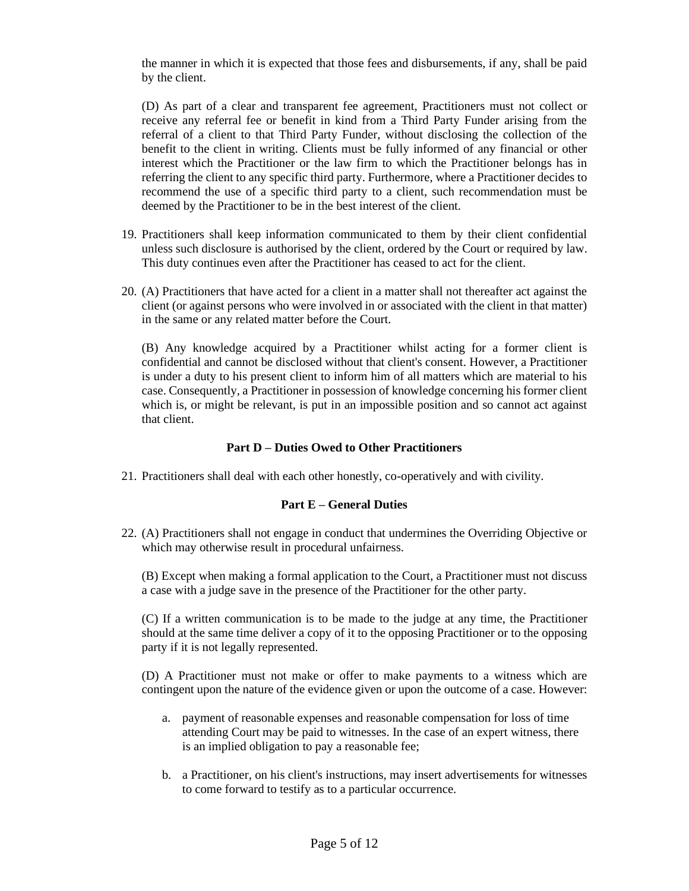the manner in which it is expected that those fees and disbursements, if any, shall be paid by the client.

(D) As part of a clear and transparent fee agreement, Practitioners must not collect or receive any referral fee or benefit in kind from a Third Party Funder arising from the referral of a client to that Third Party Funder, without disclosing the collection of the benefit to the client in writing. Clients must be fully informed of any financial or other interest which the Practitioner or the law firm to which the Practitioner belongs has in referring the client to any specific third party. Furthermore, where a Practitioner decides to recommend the use of a specific third party to a client, such recommendation must be deemed by the Practitioner to be in the best interest of the client.

19. Practitioners shall keep information communicated to them by their client confidential unless such disclosure is authorised by the client, ordered by the Court or required by law. This duty continues even after the Practitioner has ceased to act for the client.

20. (A) Practitioners that have acted for a client in a matter shall not thereafter act against the client (or against persons who were involved in or associated with the client in that matter) in the same or any related matter before the Court.

    (B) Any knowledge acquired by a Practitioner whilst acting for a former client is confidential and cannot be disclosed without that client's consent. However, a Practitioner is under a duty to his present client to inform him of all matters which are material to his case. Consequently, a Practitioner in possession of knowledge concerning his former client which is, or might be relevant, is put in an impossible position and so cannot act against that client.

## Part D – Duties Owed to Other Practitioners

21. Practitioners shall deal with each other honestly, co-operatively and with civility.

## Part E – General Duties

22. (A) Practitioners shall not engage in conduct that undermines the Overriding Objective or which may otherwise result in procedural unfairness.

    (B) Except when making a formal application to the Court, a Practitioner must not discuss a case with a judge save in the presence of the Practitioner for the other party.

    (C) If a written communication is to be made to the judge at any time, the Practitioner should at the same time deliver a copy of it to the opposing Practitioner or to the opposing party if it is not legally represented.

    (D) A Practitioner must not make or offer to make payments to a witness which are contingent upon the nature of the evidence given or upon the outcome of a case. However:

    a. payment of reasonable expenses and reasonable compensation for loss of time attending Court may be paid to witnesses. In the case of an expert witness, there is an implied obligation to pay a reasonable fee;

    b. a Practitioner, on his client's instructions, may insert advertisements for witnesses to come forward to testify as to a particular occurrence.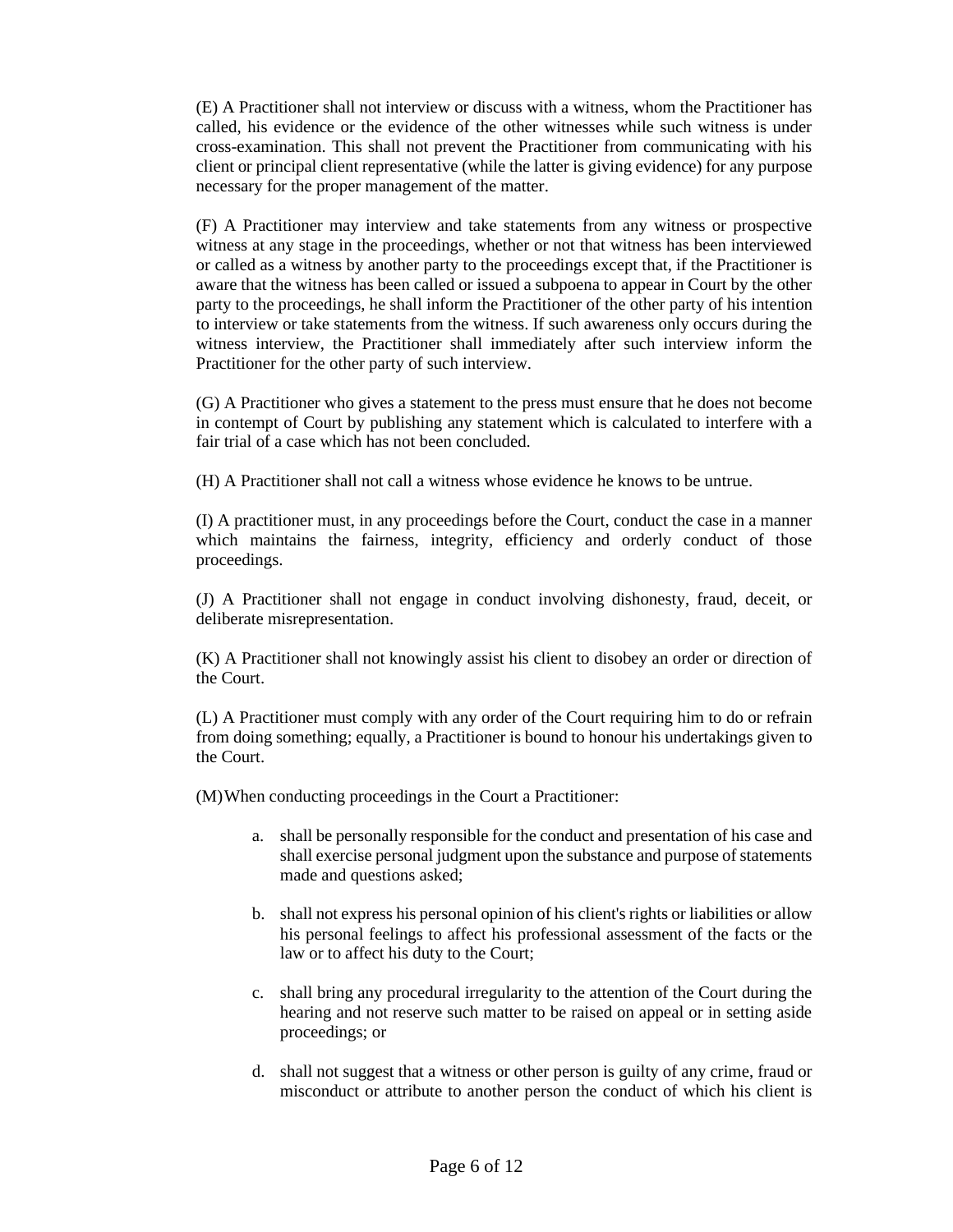(E) A Practitioner shall not interview or discuss with a witness, whom the Practitioner has called, his evidence or the evidence of the other witnesses while such witness is under cross-examination. This shall not prevent the Practitioner from communicating with his client or principal client representative (while the latter is giving evidence) for any purpose necessary for the proper management of the matter.

(F) A Practitioner may interview and take statements from any witness or prospective witness at any stage in the proceedings, whether or not that witness has been interviewed or called as a witness by another party to the proceedings except that, if the Practitioner is aware that the witness has been called or issued a subpoena to appear in Court by the other party to the proceedings, he shall inform the Practitioner of the other party of his intention to interview or take statements from the witness. If such awareness only occurs during the witness interview, the Practitioner shall immediately after such interview inform the Practitioner for the other party of such interview.

(G) A Practitioner who gives a statement to the press must ensure that he does not become in contempt of Court by publishing any statement which is calculated to interfere with a fair trial of a case which has not been concluded.

(H) A Practitioner shall not call a witness whose evidence he knows to be untrue.

(I) A practitioner must, in any proceedings before the Court, conduct the case in a manner which maintains the fairness, integrity, efficiency and orderly conduct of those proceedings.

(J) A Practitioner shall not engage in conduct involving dishonesty, fraud, deceit, or deliberate misrepresentation.

(K) A Practitioner shall not knowingly assist his client to disobey an order or direction of the Court.

(L) A Practitioner must comply with any order of the Court requiring him to do or refrain from doing something; equally, a Practitioner is bound to honour his undertakings given to the Court.

(M) When conducting proceedings in the Court a Practitioner:

a. shall be personally responsible for the conduct and presentation of his case and shall exercise personal judgment upon the substance and purpose of statements made and questions asked;

b. shall not express his personal opinion of his client's rights or liabilities or allow his personal feelings to affect his professional assessment of the facts or the law or to affect his duty to the Court;

c. shall bring any procedural irregularity to the attention of the Court during the hearing and not reserve such matter to be raised on appeal or in setting aside proceedings; or

d. shall not suggest that a witness or other person is guilty of any crime, fraud or misconduct or attribute to another person the conduct of which his client is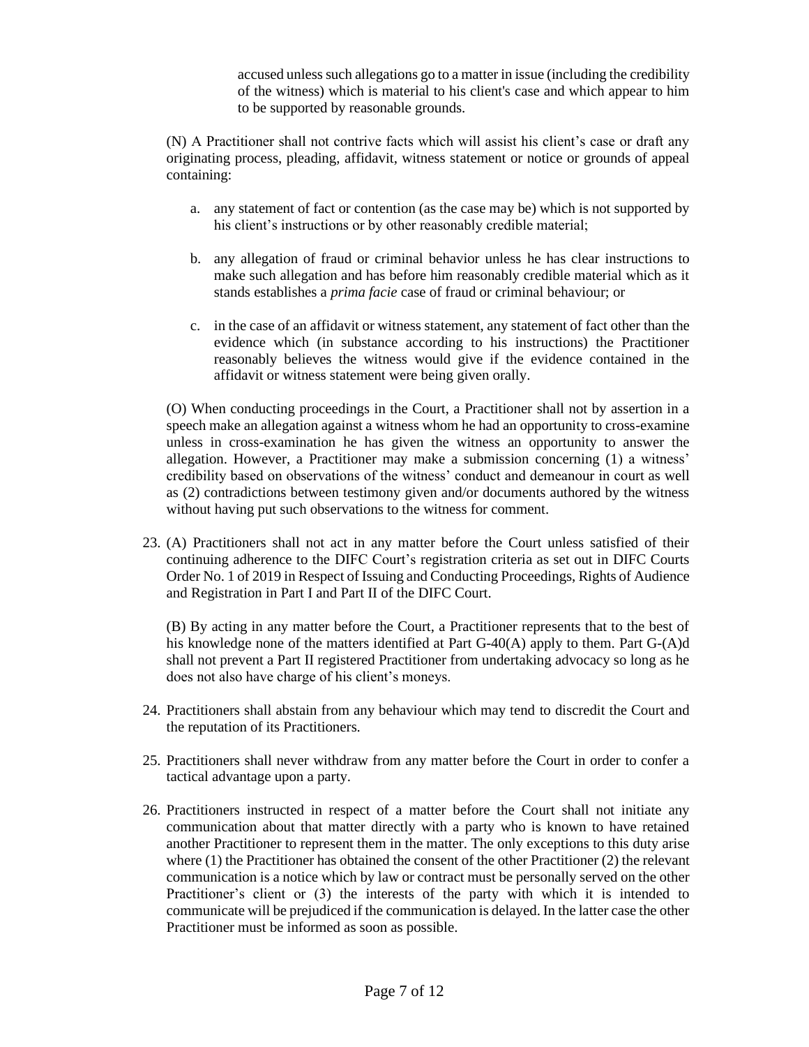accused unless such allegations go to a matter in issue (including the credibility of the witness) which is material to his client's case and which appear to him to be supported by reasonable grounds.

(N) A Practitioner shall not contrive facts which will assist his client's case or draft any originating process, pleading, affidavit, witness statement or notice or grounds of appeal containing:

a. any statement of fact or contention (as the case may be) which is not supported by his client's instructions or by other reasonably credible material;

b. any allegation of fraud or criminal behavior unless he has clear instructions to make such allegation and has before him reasonably credible material which as it stands establishes a *prima facie* case of fraud or criminal behaviour; or

c. in the case of an affidavit or witness statement, any statement of fact other than the evidence which (in substance according to his instructions) the Practitioner reasonably believes the witness would give if the evidence contained in the affidavit or witness statement were being given orally.

(O) When conducting proceedings in the Court, a Practitioner shall not by assertion in a speech make an allegation against a witness whom he had an opportunity to cross-examine unless in cross-examination he has given the witness an opportunity to answer the allegation. However, a Practitioner may make a submission concerning (1) a witness' credibility based on observations of the witness' conduct and demeanour in court as well as (2) contradictions between testimony given and/or documents authored by the witness without having put such observations to the witness for comment.

23. (A) Practitioners shall not act in any matter before the Court unless satisfied of their continuing adherence to the DIFC Court's registration criteria as set out in DIFC Courts Order No. 1 of 2019 in Respect of Issuing and Conducting Proceedings, Rights of Audience and Registration in Part I and Part II of the DIFC Court.

(B) By acting in any matter before the Court, a Practitioner represents that to the best of his knowledge none of the matters identified at Part G-40(A) apply to them. Part G-(A)d shall not prevent a Part II registered Practitioner from undertaking advocacy so long as he does not also have charge of his client's moneys.

24. Practitioners shall abstain from any behaviour which may tend to discredit the Court and the reputation of its Practitioners.

25. Practitioners shall never withdraw from any matter before the Court in order to confer a tactical advantage upon a party.

26. Practitioners instructed in respect of a matter before the Court shall not initiate any communication about that matter directly with a party who is known to have retained another Practitioner to represent them in the matter. The only exceptions to this duty arise where (1) the Practitioner has obtained the consent of the other Practitioner (2) the relevant communication is a notice which by law or contract must be personally served on the other Practitioner's client or (3) the interests of the party with which it is intended to communicate will be prejudiced if the communication is delayed. In the latter case the other Practitioner must be informed as soon as possible.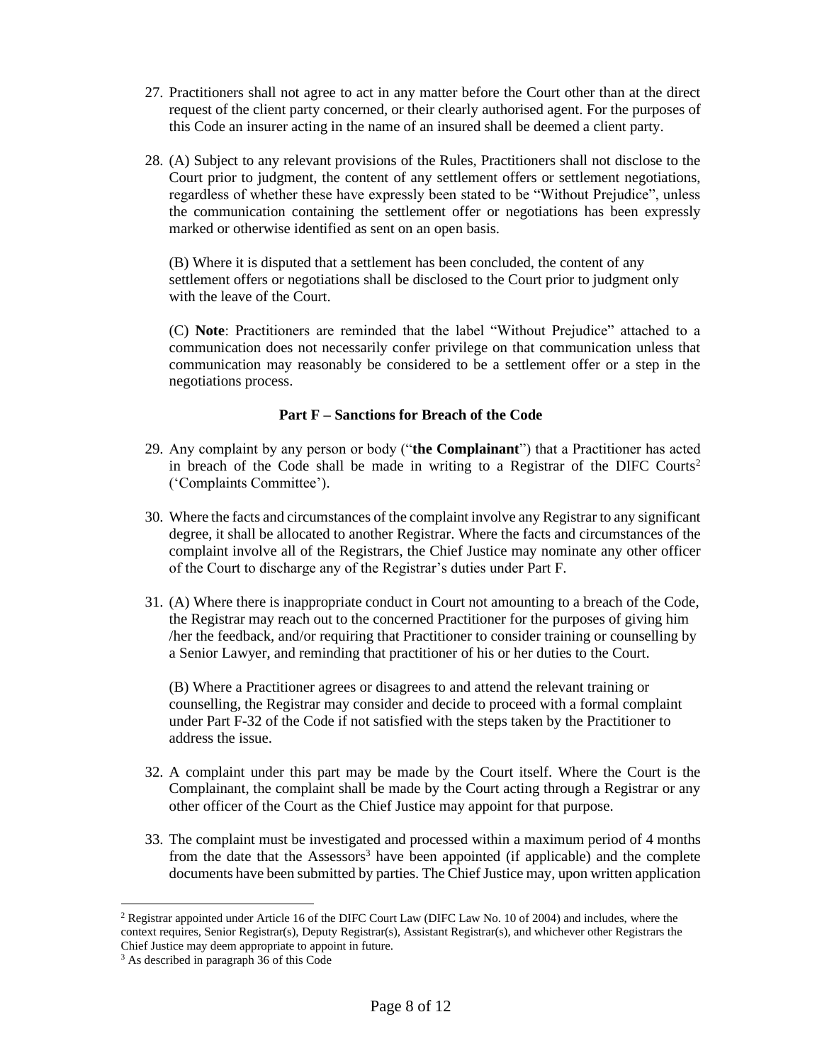27. Practitioners shall not agree to act in any matter before the Court other than at the direct request of the client party concerned, or their clearly authorised agent. For the purposes of this Code an insurer acting in the name of an insured shall be deemed a client party.

28. (A) Subject to any relevant provisions of the Rules, Practitioners shall not disclose to the Court prior to judgment, the content of any settlement offers or settlement negotiations, regardless of whether these have expressly been stated to be "Without Prejudice", unless the communication containing the settlement offer or negotiations has been expressly marked or otherwise identified as sent on an open basis.

    (B) Where it is disputed that a settlement has been concluded, the content of any settlement offers or negotiations shall be disclosed to the Court prior to judgment only with the leave of the Court.

    (C) **Note**: Practitioners are reminded that the label "Without Prejudice" attached to a communication does not necessarily confer privilege on that communication unless that communication may reasonably be considered to be a settlement offer or a step in the negotiations process.

### Part F – Sanctions for Breach of the Code

29. Any complaint by any person or body ("**the Complainant**") that a Practitioner has acted in breach of the Code shall be made in writing to a Registrar of the DIFC Courts[2] ('Complaints Committee').

30. Where the facts and circumstances of the complaint involve any Registrar to any significant degree, it shall be allocated to another Registrar. Where the facts and circumstances of the complaint involve all of the Registrars, the Chief Justice may nominate any other officer of the Court to discharge any of the Registrar's duties under Part F.

31. (A) Where there is inappropriate conduct in Court not amounting to a breach of the Code, the Registrar may reach out to the concerned Practitioner for the purposes of giving him /her the feedback, and/or requiring that Practitioner to consider training or counselling by a Senior Lawyer, and reminding that practitioner of his or her duties to the Court.

    (B) Where a Practitioner agrees or disagrees to and attend the relevant training or counselling, the Registrar may consider and decide to proceed with a formal complaint under Part F-32 of the Code if not satisfied with the steps taken by the Practitioner to address the issue.

32. A complaint under this part may be made by the Court itself. Where the Court is the Complainant, the complaint shall be made by the Court acting through a Registrar or any other officer of the Court as the Chief Justice may appoint for that purpose.

33. The complaint must be investigated and processed within a maximum period of 4 months from the date that the Assessors[3] have been appointed (if applicable) and the complete documents have been submitted by parties. The Chief Justice may, upon written application

---

[2] Registrar appointed under Article 16 of the DIFC Court Law (DIFC Law No. 10 of 2004) and includes, where the context requires, Senior Registrar(s), Deputy Registrar(s), Assistant Registrar(s), and whichever other Registrars the Chief Justice may deem appropriate to appoint in future.

[3] As described in paragraph 36 of this Code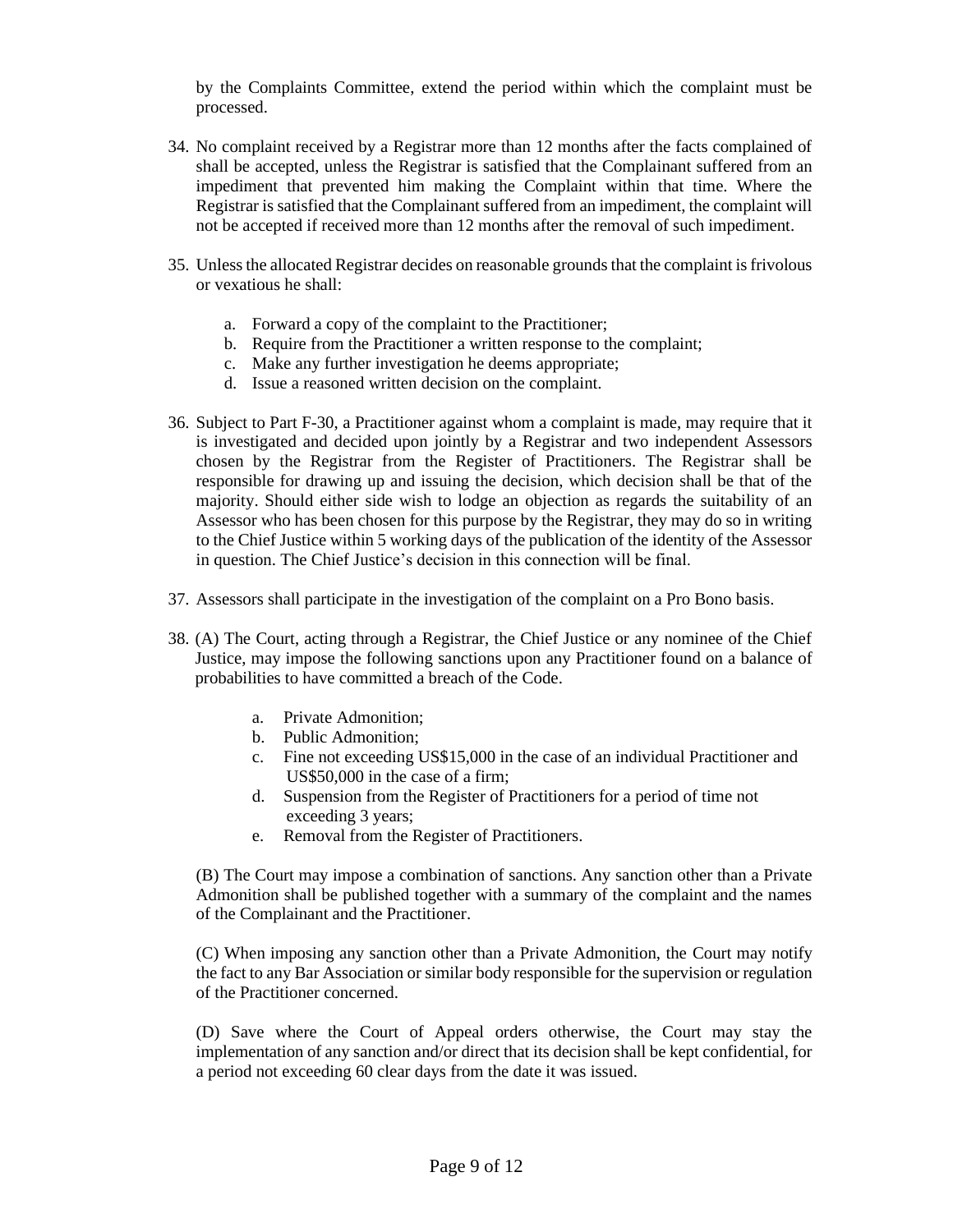by the Complaints Committee, extend the period within which the complaint must be processed.

34. No complaint received by a Registrar more than 12 months after the facts complained of shall be accepted, unless the Registrar is satisfied that the Complainant suffered from an impediment that prevented him making the Complaint within that time. Where the Registrar is satisfied that the Complainant suffered from an impediment, the complaint will not be accepted if received more than 12 months after the removal of such impediment.

35. Unless the allocated Registrar decides on reasonable grounds that the complaint is frivolous or vexatious he shall:

    a. Forward a copy of the complaint to the Practitioner;
    b. Require from the Practitioner a written response to the complaint;
    c. Make any further investigation he deems appropriate;
    d. Issue a reasoned written decision on the complaint.

36. Subject to Part F-30, a Practitioner against whom a complaint is made, may require that it is investigated and decided upon jointly by a Registrar and two independent Assessors chosen by the Registrar from the Register of Practitioners. The Registrar shall be responsible for drawing up and issuing the decision, which decision shall be that of the majority. Should either side wish to lodge an objection as regards the suitability of an Assessor who has been chosen for this purpose by the Registrar, they may do so in writing to the Chief Justice within 5 working days of the publication of the identity of the Assessor in question. The Chief Justice's decision in this connection will be final.

37. Assessors shall participate in the investigation of the complaint on a Pro Bono basis.

38. (A) The Court, acting through a Registrar, the Chief Justice or any nominee of the Chief Justice, may impose the following sanctions upon any Practitioner found on a balance of probabilities to have committed a breach of the Code.

    a. Private Admonition;
    b. Public Admonition;
    c. Fine not exceeding US$15,000 in the case of an individual Practitioner and US$50,000 in the case of a firm;
    d. Suspension from the Register of Practitioners for a period of time not exceeding 3 years;
    e. Removal from the Register of Practitioners.

    (B) The Court may impose a combination of sanctions. Any sanction other than a Private Admonition shall be published together with a summary of the complaint and the names of the Complainant and the Practitioner.

    (C) When imposing any sanction other than a Private Admonition, the Court may notify the fact to any Bar Association or similar body responsible for the supervision or regulation of the Practitioner concerned.

    (D) Save where the Court of Appeal orders otherwise, the Court may stay the implementation of any sanction and/or direct that its decision shall be kept confidential, for a period not exceeding 60 clear days from the date it was issued.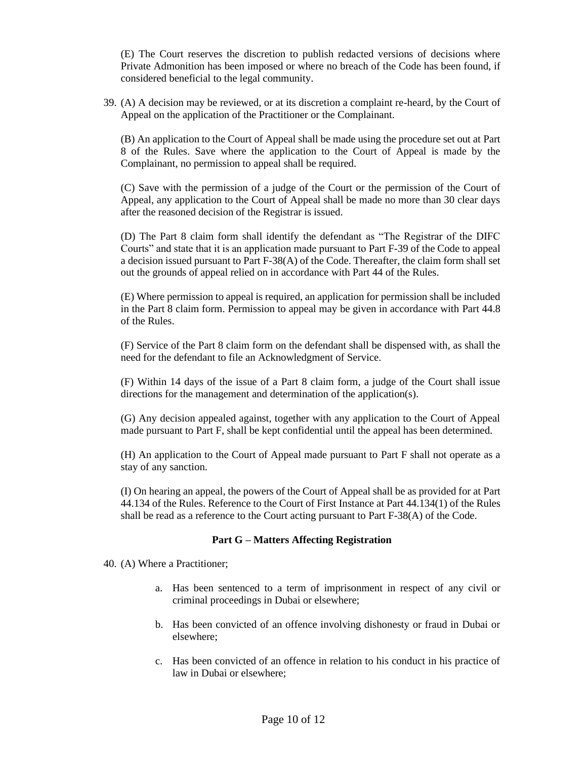(E) The Court reserves the discretion to publish redacted versions of decisions where Private Admonition has been imposed or where no breach of the Code has been found, if considered beneficial to the legal community.

39. (A) A decision may be reviewed, or at its discretion a complaint re-heard, by the Court of Appeal on the application of the Practitioner or the Complainant.

    (B) An application to the Court of Appeal shall be made using the procedure set out at Part 8 of the Rules. Save where the application to the Court of Appeal is made by the Complainant, no permission to appeal shall be required.

    (C) Save with the permission of a judge of the Court or the permission of the Court of Appeal, any application to the Court of Appeal shall be made no more than 30 clear days after the reasoned decision of the Registrar is issued.

    (D) The Part 8 claim form shall identify the defendant as "The Registrar of the DIFC Courts" and state that it is an application made pursuant to Part F-39 of the Code to appeal a decision issued pursuant to Part F-38(A) of the Code. Thereafter, the claim form shall set out the grounds of appeal relied on in accordance with Part 44 of the Rules.

    (E) Where permission to appeal is required, an application for permission shall be included in the Part 8 claim form. Permission to appeal may be given in accordance with Part 44.8 of the Rules.

    (F) Service of the Part 8 claim form on the defendant shall be dispensed with, as shall the need for the defendant to file an Acknowledgment of Service.

    (F) Within 14 days of the issue of a Part 8 claim form, a judge of the Court shall issue directions for the management and determination of the application(s).

    (G) Any decision appealed against, together with any application to the Court of Appeal made pursuant to Part F, shall be kept confidential until the appeal has been determined.

    (H) An application to the Court of Appeal made pursuant to Part F shall not operate as a stay of any sanction.

    (I) On hearing an appeal, the powers of the Court of Appeal shall be as provided for at Part 44.134 of the Rules. Reference to the Court of First Instance at Part 44.134(1) of the Rules shall be read as a reference to the Court acting pursuant to Part F-38(A) of the Code.

**Part G – Matters Affecting Registration**

40. (A) Where a Practitioner;

    a. Has been sentenced to a term of imprisonment in respect of any civil or criminal proceedings in Dubai or elsewhere;

    b. Has been convicted of an offence involving dishonesty or fraud in Dubai or elsewhere;

    c. Has been convicted of an offence in relation to his conduct in his practice of law in Dubai or elsewhere;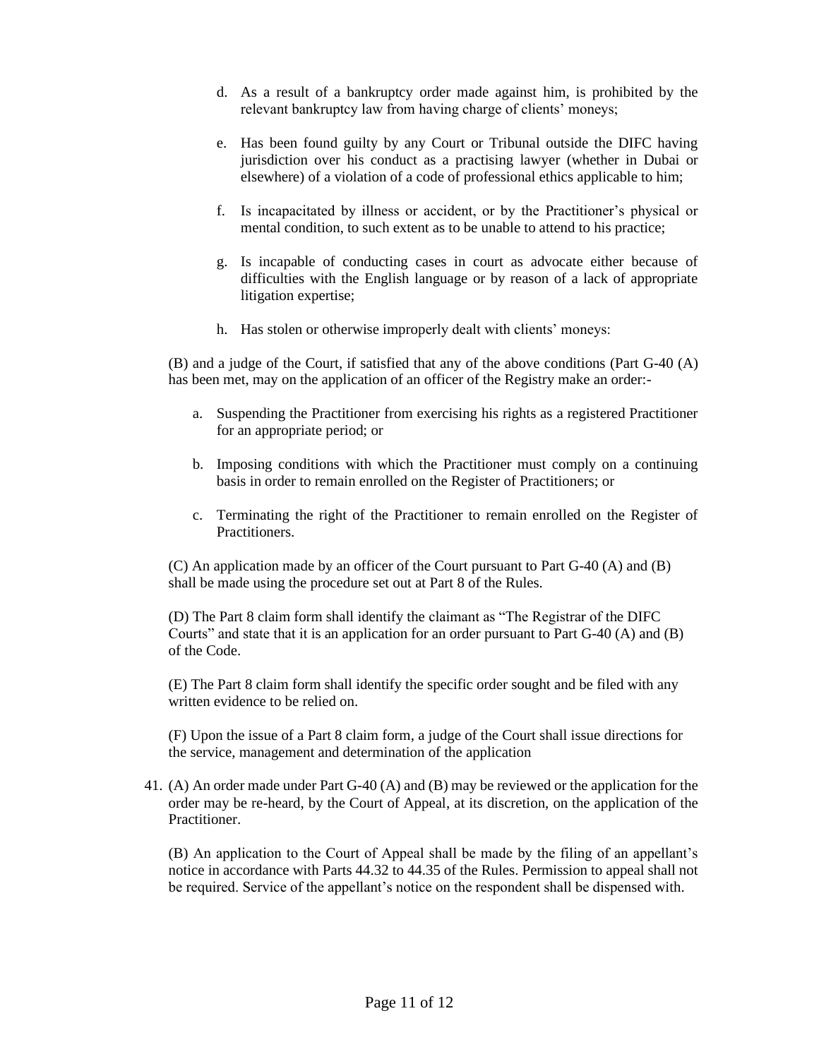d. As a result of a bankruptcy order made against him, is prohibited by the relevant bankruptcy law from having charge of clients' moneys;

e. Has been found guilty by any Court or Tribunal outside the DIFC having jurisdiction over his conduct as a practising lawyer (whether in Dubai or elsewhere) of a violation of a code of professional ethics applicable to him;

f. Is incapacitated by illness or accident, or by the Practitioner's physical or mental condition, to such extent as to be unable to attend to his practice;

g. Is incapable of conducting cases in court as advocate either because of difficulties with the English language or by reason of a lack of appropriate litigation expertise;

h. Has stolen or otherwise improperly dealt with clients' moneys:

(B) and a judge of the Court, if satisfied that any of the above conditions (Part G-40 (A) has been met, may on the application of an officer of the Registry make an order:-

a. Suspending the Practitioner from exercising his rights as a registered Practitioner for an appropriate period; or

b. Imposing conditions with which the Practitioner must comply on a continuing basis in order to remain enrolled on the Register of Practitioners; or

c. Terminating the right of the Practitioner to remain enrolled on the Register of Practitioners.

(C) An application made by an officer of the Court pursuant to Part G-40 (A) and (B) shall be made using the procedure set out at Part 8 of the Rules.

(D) The Part 8 claim form shall identify the claimant as "The Registrar of the DIFC Courts" and state that it is an application for an order pursuant to Part G-40 (A) and (B) of the Code.

(E) The Part 8 claim form shall identify the specific order sought and be filed with any written evidence to be relied on.

(F) Upon the issue of a Part 8 claim form, a judge of the Court shall issue directions for the service, management and determination of the application

41. (A) An order made under Part G-40 (A) and (B) may be reviewed or the application for the order may be re-heard, by the Court of Appeal, at its discretion, on the application of the Practitioner.

(B) An application to the Court of Appeal shall be made by the filing of an appellant's notice in accordance with Parts 44.32 to 44.35 of the Rules. Permission to appeal shall not be required. Service of the appellant's notice on the respondent shall be dispensed with.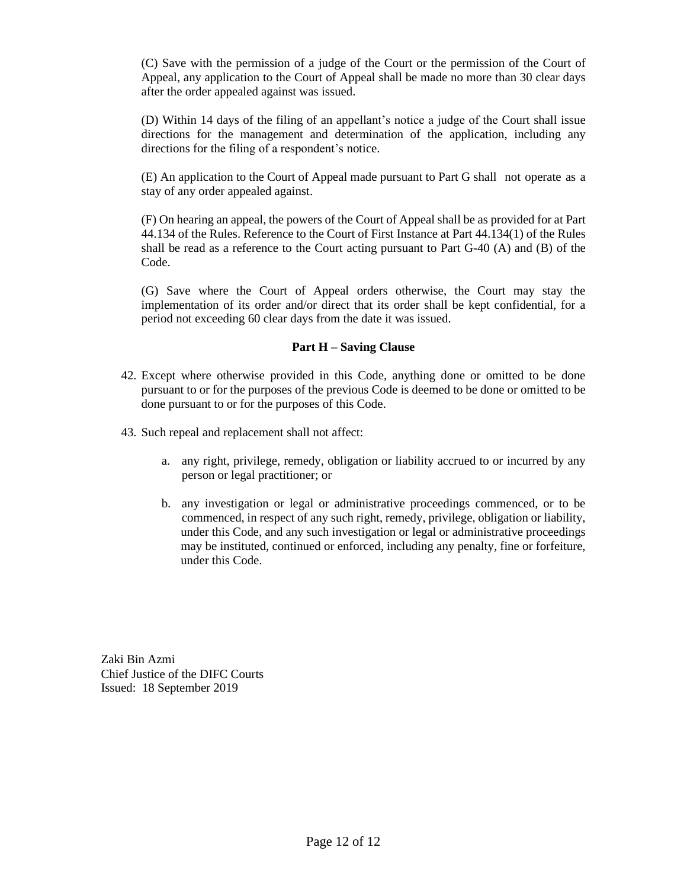(C) Save with the permission of a judge of the Court or the permission of the Court of Appeal, any application to the Court of Appeal shall be made no more than 30 clear days after the order appealed against was issued.

(D) Within 14 days of the filing of an appellant's notice a judge of the Court shall issue directions for the management and determination of the application, including any directions for the filing of a respondent's notice.

(E) An application to the Court of Appeal made pursuant to Part G shall not operate as a stay of any order appealed against.

(F) On hearing an appeal, the powers of the Court of Appeal shall be as provided for at Part 44.134 of the Rules. Reference to the Court of First Instance at Part 44.134(1) of the Rules shall be read as a reference to the Court acting pursuant to Part G-40 (A) and (B) of the Code.

(G) Save where the Court of Appeal orders otherwise, the Court may stay the implementation of its order and/or direct that its order shall be kept confidential, for a period not exceeding 60 clear days from the date it was issued.

**Part H – Saving Clause**

42. Except where otherwise provided in this Code, anything done or omitted to be done pursuant to or for the purposes of the previous Code is deemed to be done or omitted to be done pursuant to or for the purposes of this Code.

43. Such repeal and replacement shall not affect:

    a. any right, privilege, remedy, obligation or liability accrued to or incurred by any person or legal practitioner; or

    b. any investigation or legal or administrative proceedings commenced, or to be commenced, in respect of any such right, remedy, privilege, obligation or liability, under this Code, and any such investigation or legal or administrative proceedings may be instituted, continued or enforced, including any penalty, fine or forfeiture, under this Code.

Zaki Bin Azmi
Chief Justice of the DIFC Courts
Issued: 18 September 2019